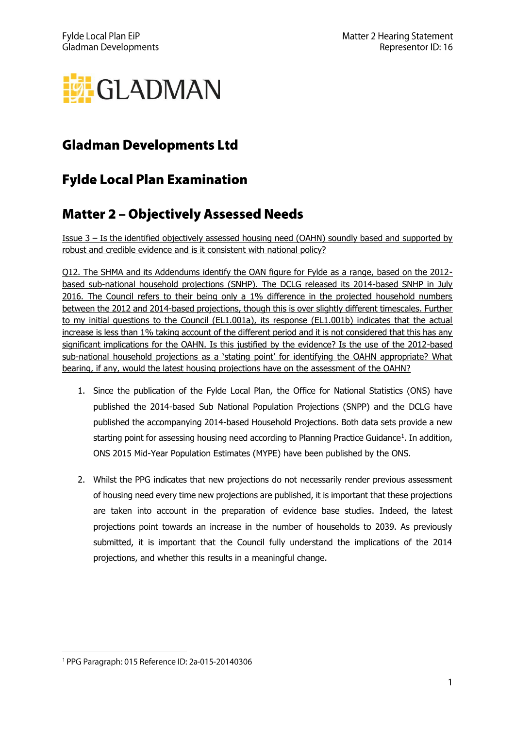# Gladman Developments Ltd

# Fylde Local Plan Examination

# Matter 2 – Objectively Assessed Needs

Issue 3 – Is the identified objectively assessed housing need (OAHN) soundly based and supported by robust and credible evidence and is it consistent with national policy?

Q12. The SHMA and its Addendums identify the OAN figure for Fylde as a range, based on the 2012-based sub-national household projections (SNHP). The DCLG released its 2014-based SNHP in July 2016. The Council refers to their being only a 1% difference in the projected household numbers between the 2012 and 2014-based projections, though this is over slightly different timescales. Further to my initial questions to the Council (EL1.001a), its response (EL1.001b) indicates that the actual increase is less than 1% taking account of the different period and it is not considered that this has any significant implications for the OAHN. Is this justified by the evidence? Is the use of the 2012-based sub-national household projections as a 'stating point' for identifying the OAHN appropriate? What bearing, if any, would the latest housing projections have on the assessment of the OAHN?

1. Since the publication of the Fylde Local Plan, the Office for National Statistics (ONS) have published the 2014-based Sub National Population Projections (SNPP) and the DCLG have published the accompanying 2014-based Household Projections. Both data sets provide a new starting point for assessing housing need according to Planning Practice Guidance[1]. In addition, ONS 2015 Mid-Year Population Estimates (MYPE) have been published by the ONS.

2. Whilst the PPG indicates that new projections do not necessarily render previous assessment of housing need every time new projections are published, it is important that these projections are taken into account in the preparation of evidence base studies. Indeed, the latest projections point towards an increase in the number of households to 2039. As previously submitted, it is important that the Council fully understand the implications of the 2014 projections, and whether this results in a meaningful change.

[1] PPG Paragraph: 015 Reference ID: 2a-015-20140306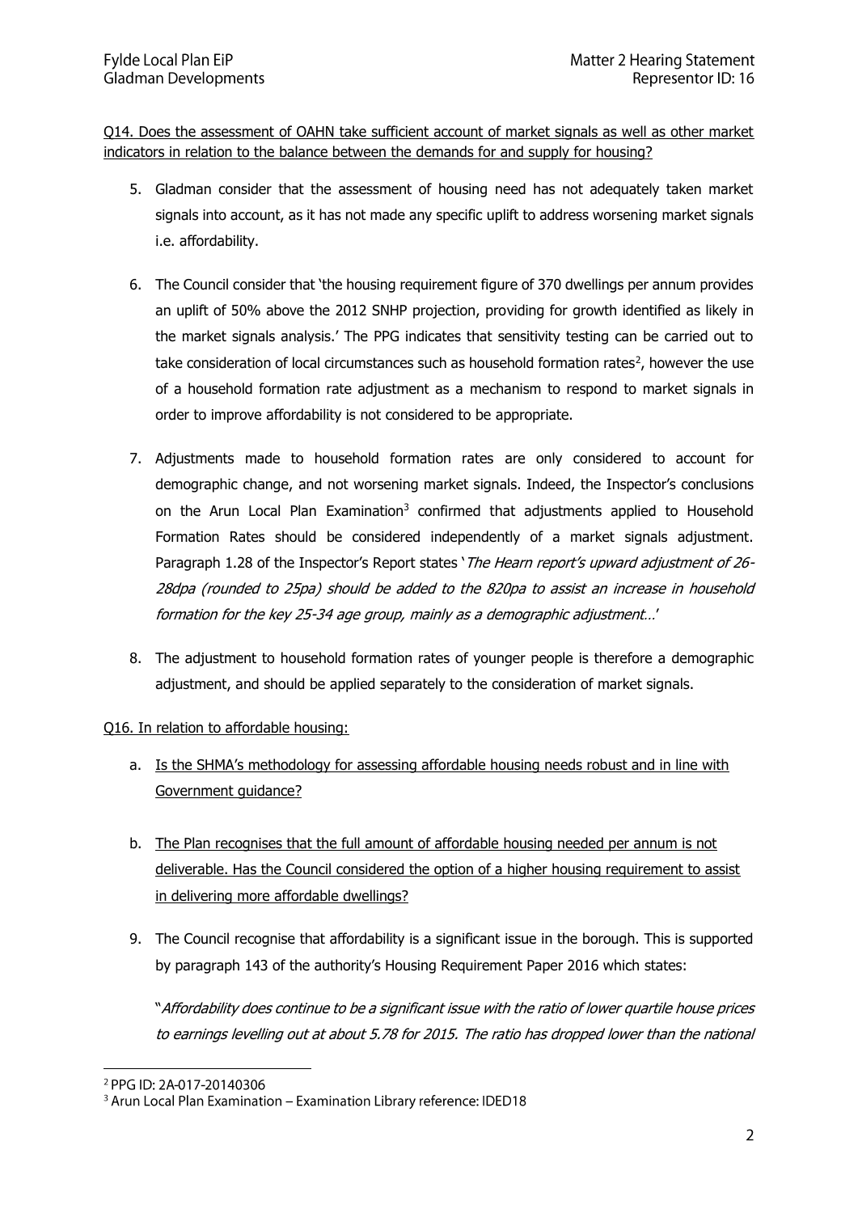Q14. Does the assessment of OAHN take sufficient account of market signals as well as other market indicators in relation to the balance between the demands for and supply for housing?

5. Gladman consider that the assessment of housing need has not adequately taken market signals into account, as it has not made any specific uplift to address worsening market signals i.e. affordability.

6. The Council consider that 'the housing requirement figure of 370 dwellings per annum provides an uplift of 50% above the 2012 SNHP projection, providing for growth identified as likely in the market signals analysis.' The PPG indicates that sensitivity testing can be carried out to take consideration of local circumstances such as household formation rates[2], however the use of a household formation rate adjustment as a mechanism to respond to market signals in order to improve affordability is not considered to be appropriate.

7. Adjustments made to household formation rates are only considered to account for demographic change, and not worsening market signals. Indeed, the Inspector's conclusions on the Arun Local Plan Examination[3] confirmed that adjustments applied to Household Formation Rates should be considered independently of a market signals adjustment. Paragraph 1.28 of the Inspector's Report states '*The Hearn report's upward adjustment of 26-28dpa (rounded to 25pa) should be added to the 820pa to assist an increase in household formation for the key 25-34 age group, mainly as a demographic adjustment…*'

8. The adjustment to household formation rates of younger people is therefore a demographic adjustment, and should be applied separately to the consideration of market signals.

Q16. In relation to affordable housing:

a. Is the SHMA's methodology for assessing affordable housing needs robust and in line with Government guidance?

b. The Plan recognises that the full amount of affordable housing needed per annum is not deliverable. Has the Council considered the option of a higher housing requirement to assist in delivering more affordable dwellings?

9. The Council recognise that affordability is a significant issue in the borough. This is supported by paragraph 143 of the authority's Housing Requirement Paper 2016 which states:

"*Affordability does continue to be a significant issue with the ratio of lower quartile house prices to earnings levelling out at about 5.78 for 2015. The ratio has dropped lower than the national*

[2] PPG ID: 2A-017-20140306

[3] Arun Local Plan Examination – Examination Library reference: IDED18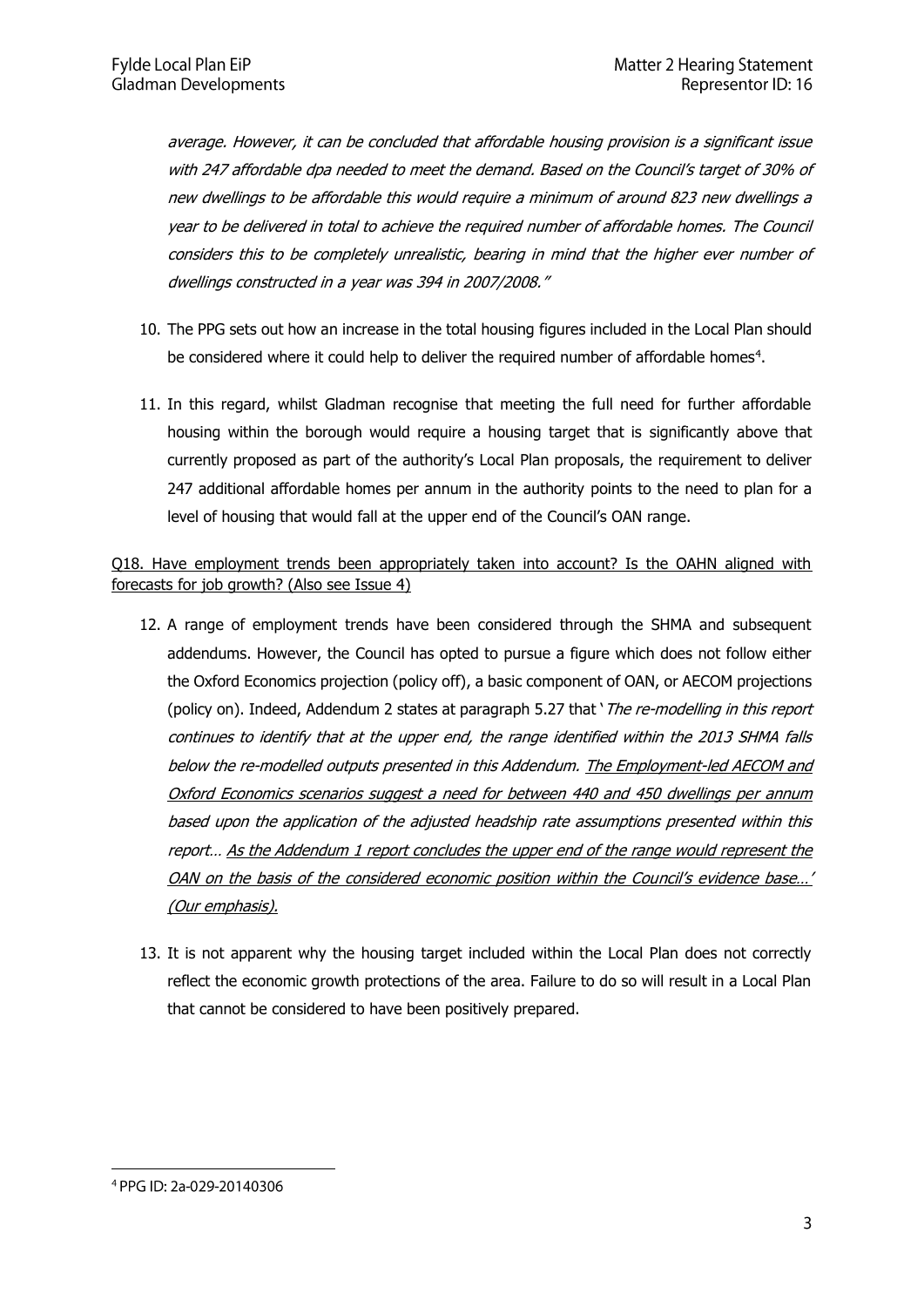*average. However, it can be concluded that affordable housing provision is a significant issue with 247 affordable dpa needed to meet the demand. Based on the Council's target of 30% of new dwellings to be affordable this would require a minimum of around 823 new dwellings a year to be delivered in total to achieve the required number of affordable homes. The Council considers this to be completely unrealistic, bearing in mind that the higher ever number of dwellings constructed in a year was 394 in 2007/2008."*

10. The PPG sets out how an increase in the total housing figures included in the Local Plan should be considered where it could help to deliver the required number of affordable homes[4].

11. In this regard, whilst Gladman recognise that meeting the full need for further affordable housing within the borough would require a housing target that is significantly above that currently proposed as part of the authority's Local Plan proposals, the requirement to deliver 247 additional affordable homes per annum in the authority points to the need to plan for a level of housing that would fall at the upper end of the Council's OAN range.

<u>Q18. Have employment trends been appropriately taken into account? Is the OAHN aligned with forecasts for job growth? (Also see Issue 4)</u>

12. A range of employment trends have been considered through the SHMA and subsequent addendums. However, the Council has opted to pursue a figure which does not follow either the Oxford Economics projection (policy off), a basic component of OAN, or AECOM projections (policy on). Indeed, Addendum 2 states at paragraph 5.27 that '*The re-modelling in this report continues to identify that at the upper end, the range identified within the 2013 SHMA falls below the re-modelled outputs presented in this Addendum. <u>The Employment-led AECOM and Oxford Economics scenarios suggest a need for between 440 and 450 dwellings per annum</u> based upon the application of the adjusted headship rate assumptions presented within this report… <u>As the Addendum 1 report concludes the upper end of the range would represent the OAN on the basis of the considered economic position within the Council's evidence base…</u>' <u>(Our emphasis).</u>*

13. It is not apparent why the housing target included within the Local Plan does not correctly reflect the economic growth protections of the area. Failure to do so will result in a Local Plan that cannot be considered to have been positively prepared.

[4] PPG ID: 2a-029-20140306